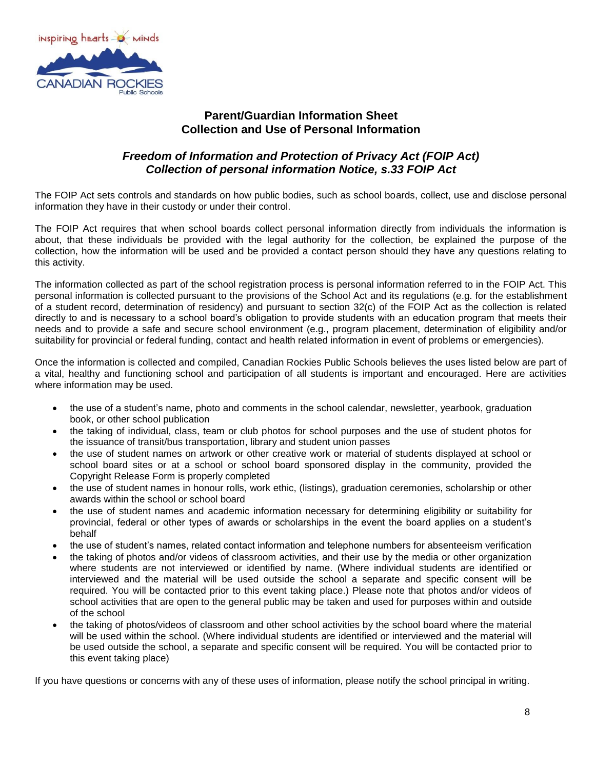inspiring hearts minds

CANADIAN ROCKIES Public Schools

## Parent/Guardian Information Sheet
## Collection and Use of Personal Information

### *Freedom of Information and Protection of Privacy Act (FOIP Act)*
### *Collection of personal information Notice, s.33 FOIP Act*

The FOIP Act sets controls and standards on how public bodies, such as school boards, collect, use and disclose personal information they have in their custody or under their control.

The FOIP Act requires that when school boards collect personal information directly from individuals the information is about, that these individuals be provided with the legal authority for the collection, be explained the purpose of the collection, how the information will be used and be provided a contact person should they have any questions relating to this activity.

The information collected as part of the school registration process is personal information referred to in the FOIP Act. This personal information is collected pursuant to the provisions of the School Act and its regulations (e.g. for the establishment of a student record, determination of residency) and pursuant to section 32(c) of the FOIP Act as the collection is related directly to and is necessary to a school board's obligation to provide students with an education program that meets their needs and to provide a safe and secure school environment (e.g., program placement, determination of eligibility and/or suitability for provincial or federal funding, contact and health related information in event of problems or emergencies).

Once the information is collected and compiled, Canadian Rockies Public Schools believes the uses listed below are part of a vital, healthy and functioning school and participation of all students is important and encouraged. Here are activities where information may be used.

- the use of a student's name, photo and comments in the school calendar, newsletter, yearbook, graduation book, or other school publication
- the taking of individual, class, team or club photos for school purposes and the use of student photos for the issuance of transit/bus transportation, library and student union passes
- the use of student names on artwork or other creative work or material of students displayed at school or school board sites or at a school or school board sponsored display in the community, provided the Copyright Release Form is properly completed
- the use of student names in honour rolls, work ethic, (listings), graduation ceremonies, scholarship or other awards within the school or school board
- the use of student names and academic information necessary for determining eligibility or suitability for provincial, federal or other types of awards or scholarships in the event the board applies on a student's behalf
- the use of student's names, related contact information and telephone numbers for absenteeism verification
- the taking of photos and/or videos of classroom activities, and their use by the media or other organization where students are not interviewed or identified by name. (Where individual students are identified or interviewed and the material will be used outside the school a separate and specific consent will be required. You will be contacted prior to this event taking place.) Please note that photos and/or videos of school activities that are open to the general public may be taken and used for purposes within and outside of the school
- the taking of photos/videos of classroom and other school activities by the school board where the material will be used within the school. (Where individual students are identified or interviewed and the material will be used outside the school, a separate and specific consent will be required. You will be contacted prior to this event taking place)

If you have questions or concerns with any of these uses of information, please notify the school principal in writing.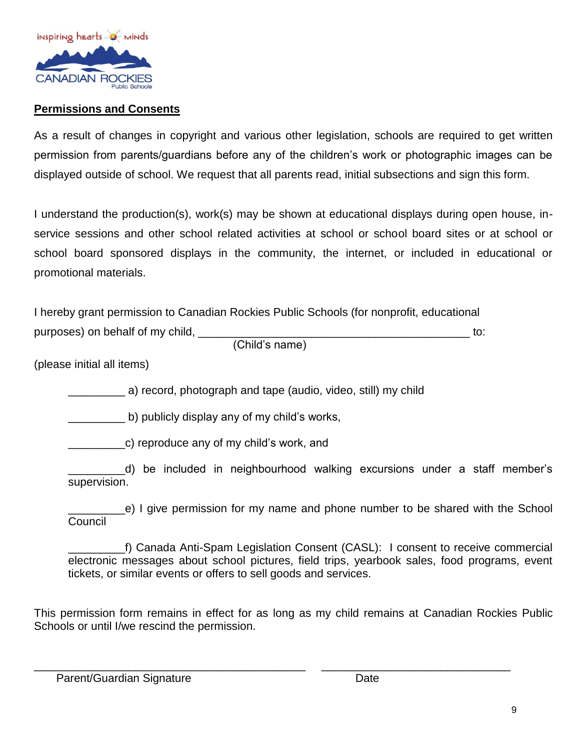## Permissions and Consents

As a result of changes in copyright and various other legislation, schools are required to get written permission from parents/guardians before any of the children's work or photographic images can be displayed outside of school. We request that all parents read, initial subsections and sign this form.

I understand the production(s), work(s) may be shown at educational displays during open house, in-service sessions and other school related activities at school or school board sites or at school or school board sponsored displays in the community, the internet, or included in educational or promotional materials.

I hereby grant permission to Canadian Rockies Public Schools (for nonprofit, educational purposes) on behalf of my child, ____________________________________________ to:
(Child's name)

(please initial all items)

_________ a) record, photograph and tape (audio, video, still) my child

_________ b) publicly display any of my child's works,

_________c) reproduce any of my child's work, and

_________d) be included in neighbourhood walking excursions under a staff member's supervision.

_________e) I give permission for my name and phone number to be shared with the School Council

_________f) Canada Anti-Spam Legislation Consent (CASL): I consent to receive commercial electronic messages about school pictures, field trips, yearbook sales, food programs, event tickets, or similar events or offers to sell goods and services.

This permission form remains in effect for as long as my child remains at Canadian Rockies Public Schools or until I/we rescind the permission.

____________________________________________ ______________________________
Parent/Guardian Signature Date